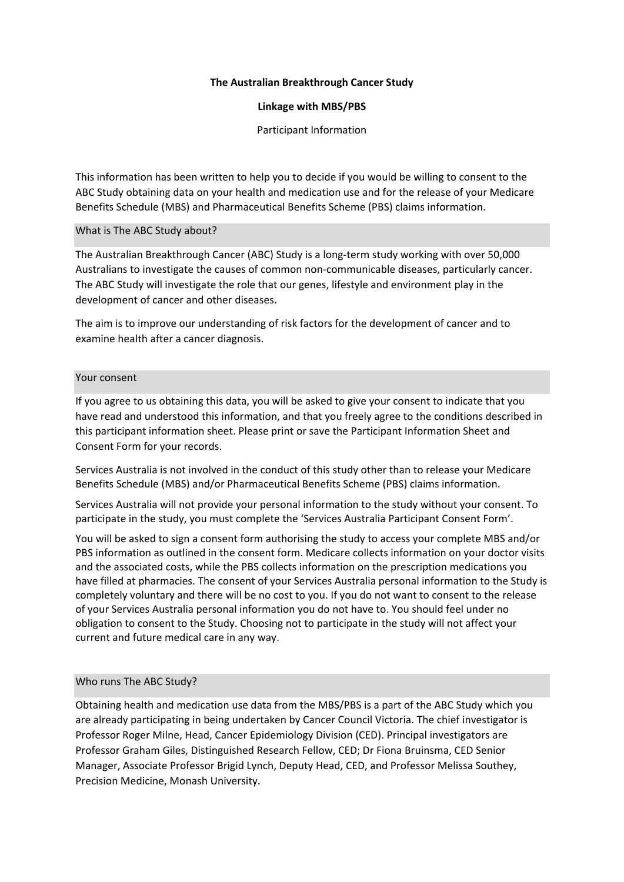**The Australian Breakthrough Cancer Study**

**Linkage with MBS/PBS**

Participant Information

This information has been written to help you to decide if you would be willing to consent to the ABC Study obtaining data on your health and medication use and for the release of your Medicare Benefits Schedule (MBS) and Pharmaceutical Benefits Scheme (PBS) claims information.

## What is The ABC Study about?

The Australian Breakthrough Cancer (ABC) Study is a long-term study working with over 50,000 Australians to investigate the causes of common non-communicable diseases, particularly cancer. The ABC Study will investigate the role that our genes, lifestyle and environment play in the development of cancer and other diseases.

The aim is to improve our understanding of risk factors for the development of cancer and to examine health after a cancer diagnosis.

## Your consent

If you agree to us obtaining this data, you will be asked to give your consent to indicate that you have read and understood this information, and that you freely agree to the conditions described in this participant information sheet. Please print or save the Participant Information Sheet and Consent Form for your records.

Services Australia is not involved in the conduct of this study other than to release your Medicare Benefits Schedule (MBS) and/or Pharmaceutical Benefits Scheme (PBS) claims information.

Services Australia will not provide your personal information to the study without your consent. To participate in the study, you must complete the 'Services Australia Participant Consent Form'.

You will be asked to sign a consent form authorising the study to access your complete MBS and/or PBS information as outlined in the consent form. Medicare collects information on your doctor visits and the associated costs, while the PBS collects information on the prescription medications you have filled at pharmacies. The consent of your Services Australia personal information to the Study is completely voluntary and there will be no cost to you. If you do not want to consent to the release of your Services Australia personal information you do not have to. You should feel under no obligation to consent to the Study. Choosing not to participate in the study will not affect your current and future medical care in any way.

## Who runs The ABC Study?

Obtaining health and medication use data from the MBS/PBS is a part of the ABC Study which you are already participating in being undertaken by Cancer Council Victoria. The chief investigator is Professor Roger Milne, Head, Cancer Epidemiology Division (CED). Principal investigators are Professor Graham Giles, Distinguished Research Fellow, CED; Dr Fiona Bruinsma, CED Senior Manager, Associate Professor Brigid Lynch, Deputy Head, CED, and Professor Melissa Southey, Precision Medicine, Monash University.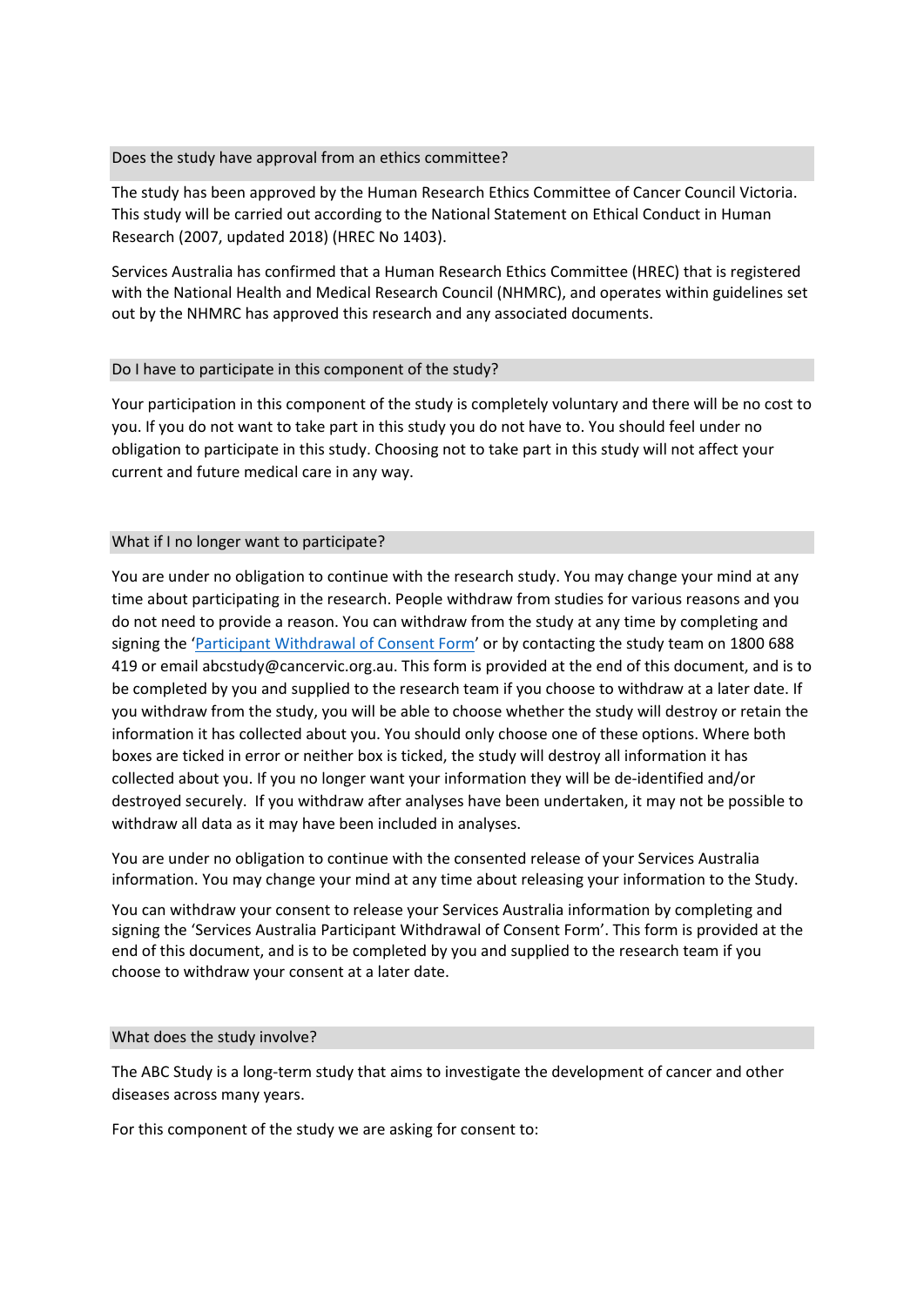## Does the study have approval from an ethics committee?

The study has been approved by the Human Research Ethics Committee of Cancer Council Victoria. This study will be carried out according to the National Statement on Ethical Conduct in Human Research (2007, updated 2018) (HREC No 1403).

Services Australia has confirmed that a Human Research Ethics Committee (HREC) that is registered with the National Health and Medical Research Council (NHMRC), and operates within guidelines set out by the NHMRC has approved this research and any associated documents.

## Do I have to participate in this component of the study?

Your participation in this component of the study is completely voluntary and there will be no cost to you. If you do not want to take part in this study you do not have to. You should feel under no obligation to participate in this study. Choosing not to take part in this study will not affect your current and future medical care in any way.

## What if I no longer want to participate?

You are under no obligation to continue with the research study. You may change your mind at any time about participating in the research. People withdraw from studies for various reasons and you do not need to provide a reason. You can withdraw from the study at any time by completing and signing the '[Participant Withdrawal of Consent Form](#)' or by contacting the study team on 1800 688 419 or email abcstudy@cancervic.org.au. This form is provided at the end of this document, and is to be completed by you and supplied to the research team if you choose to withdraw at a later date. If you withdraw from the study, you will be able to choose whether the study will destroy or retain the information it has collected about you. You should only choose one of these options. Where both boxes are ticked in error or neither box is ticked, the study will destroy all information it has collected about you. If you no longer want your information they will be de-identified and/or destroyed securely. If you withdraw after analyses have been undertaken, it may not be possible to withdraw all data as it may have been included in analyses.

You are under no obligation to continue with the consented release of your Services Australia information. You may change your mind at any time about releasing your information to the Study.

You can withdraw your consent to release your Services Australia information by completing and signing the 'Services Australia Participant Withdrawal of Consent Form'. This form is provided at the end of this document, and is to be completed by you and supplied to the research team if you choose to withdraw your consent at a later date.

## What does the study involve?

The ABC Study is a long-term study that aims to investigate the development of cancer and other diseases across many years.

For this component of the study we are asking for consent to: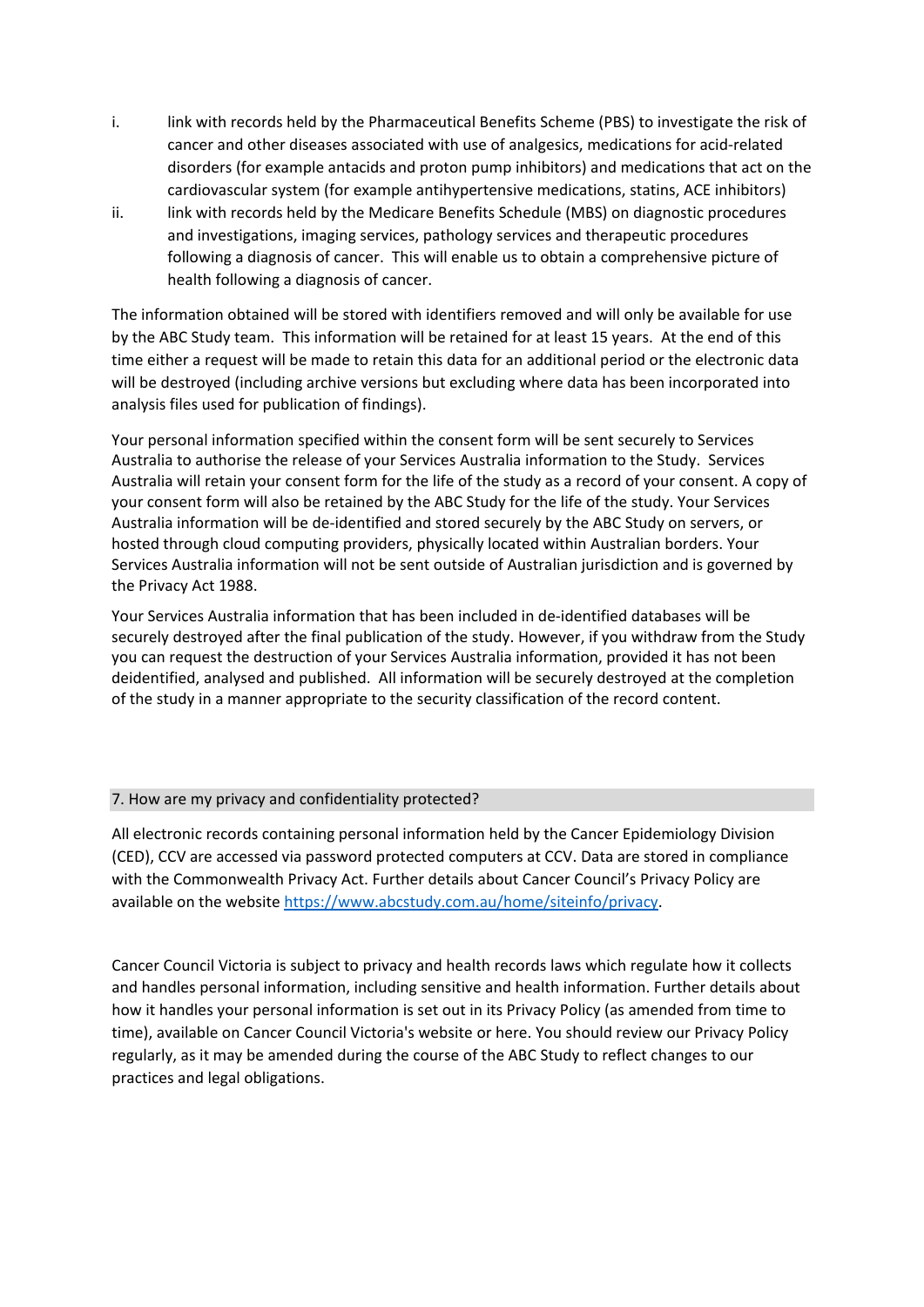i. link with records held by the Pharmaceutical Benefits Scheme (PBS) to investigate the risk of cancer and other diseases associated with use of analgesics, medications for acid-related disorders (for example antacids and proton pump inhibitors) and medications that act on the cardiovascular system (for example antihypertensive medications, statins, ACE inhibitors)
ii. link with records held by the Medicare Benefits Schedule (MBS) on diagnostic procedures and investigations, imaging services, pathology services and therapeutic procedures following a diagnosis of cancer. This will enable us to obtain a comprehensive picture of health following a diagnosis of cancer.

The information obtained will be stored with identifiers removed and will only be available for use by the ABC Study team. This information will be retained for at least 15 years. At the end of this time either a request will be made to retain this data for an additional period or the electronic data will be destroyed (including archive versions but excluding where data has been incorporated into analysis files used for publication of findings).

Your personal information specified within the consent form will be sent securely to Services Australia to authorise the release of your Services Australia information to the Study. Services Australia will retain your consent form for the life of the study as a record of your consent. A copy of your consent form will also be retained by the ABC Study for the life of the study. Your Services Australia information will be de-identified and stored securely by the ABC Study on servers, or hosted through cloud computing providers, physically located within Australian borders. Your Services Australia information will not be sent outside of Australian jurisdiction and is governed by the Privacy Act 1988.

Your Services Australia information that has been included in de-identified databases will be securely destroyed after the final publication of the study. However, if you withdraw from the Study you can request the destruction of your Services Australia information, provided it has not been deidentified, analysed and published. All information will be securely destroyed at the completion of the study in a manner appropriate to the security classification of the record content.

## 7. How are my privacy and confidentiality protected?

All electronic records containing personal information held by the Cancer Epidemiology Division (CED), CCV are accessed via password protected computers at CCV. Data are stored in compliance with the Commonwealth Privacy Act. Further details about Cancer Council's Privacy Policy are available on the website [https://www.abcstudy.com.au/home/siteinfo/privacy](https://www.abcstudy.com.au/home/siteinfo/privacy).

Cancer Council Victoria is subject to privacy and health records laws which regulate how it collects and handles personal information, including sensitive and health information. Further details about how it handles your personal information is set out in its Privacy Policy (as amended from time to time), available on Cancer Council Victoria's website or here. You should review our Privacy Policy regularly, as it may be amended during the course of the ABC Study to reflect changes to our practices and legal obligations.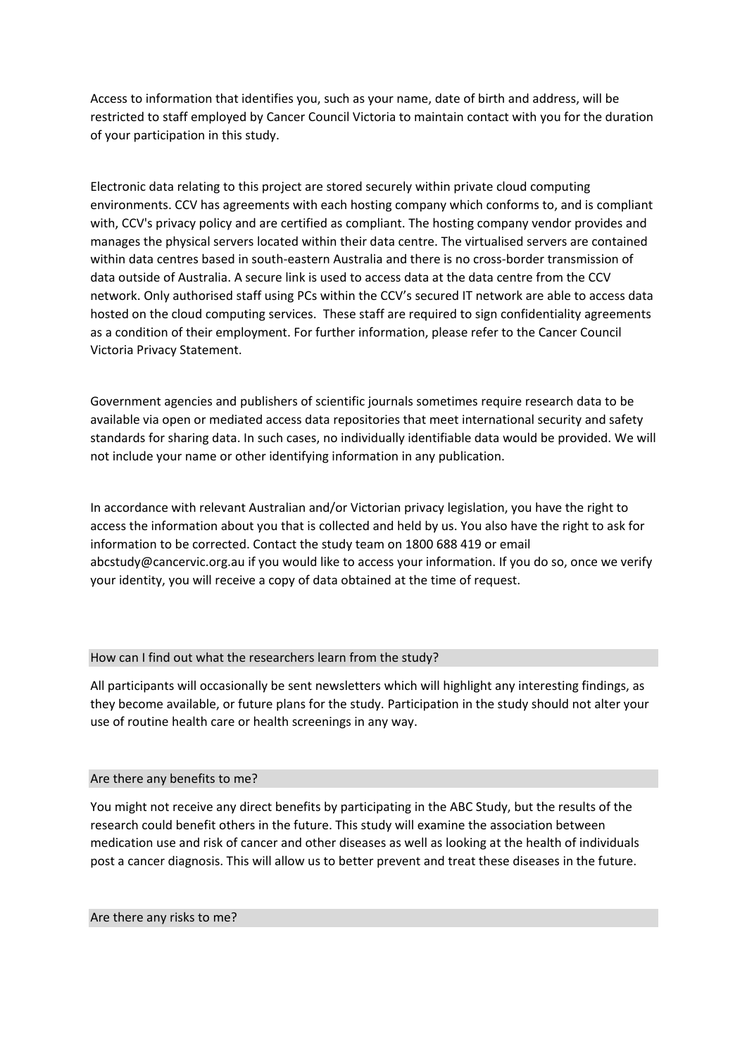Access to information that identifies you, such as your name, date of birth and address, will be restricted to staff employed by Cancer Council Victoria to maintain contact with you for the duration of your participation in this study.

Electronic data relating to this project are stored securely within private cloud computing environments. CCV has agreements with each hosting company which conforms to, and is compliant with, CCV's privacy policy and are certified as compliant. The hosting company vendor provides and manages the physical servers located within their data centre. The virtualised servers are contained within data centres based in south-eastern Australia and there is no cross-border transmission of data outside of Australia. A secure link is used to access data at the data centre from the CCV network. Only authorised staff using PCs within the CCV's secured IT network are able to access data hosted on the cloud computing services. These staff are required to sign confidentiality agreements as a condition of their employment. For further information, please refer to the Cancer Council Victoria Privacy Statement.

Government agencies and publishers of scientific journals sometimes require research data to be available via open or mediated access data repositories that meet international security and safety standards for sharing data. In such cases, no individually identifiable data would be provided. We will not include your name or other identifying information in any publication.

In accordance with relevant Australian and/or Victorian privacy legislation, you have the right to access the information about you that is collected and held by us. You also have the right to ask for information to be corrected. Contact the study team on 1800 688 419 or email abcstudy@cancervic.org.au if you would like to access your information. If you do so, once we verify your identity, you will receive a copy of data obtained at the time of request.

## How can I find out what the researchers learn from the study?

All participants will occasionally be sent newsletters which will highlight any interesting findings, as they become available, or future plans for the study. Participation in the study should not alter your use of routine health care or health screenings in any way.

## Are there any benefits to me?

You might not receive any direct benefits by participating in the ABC Study, but the results of the research could benefit others in the future. This study will examine the association between medication use and risk of cancer and other diseases as well as looking at the health of individuals post a cancer diagnosis. This will allow us to better prevent and treat these diseases in the future.

## Are there any risks to me?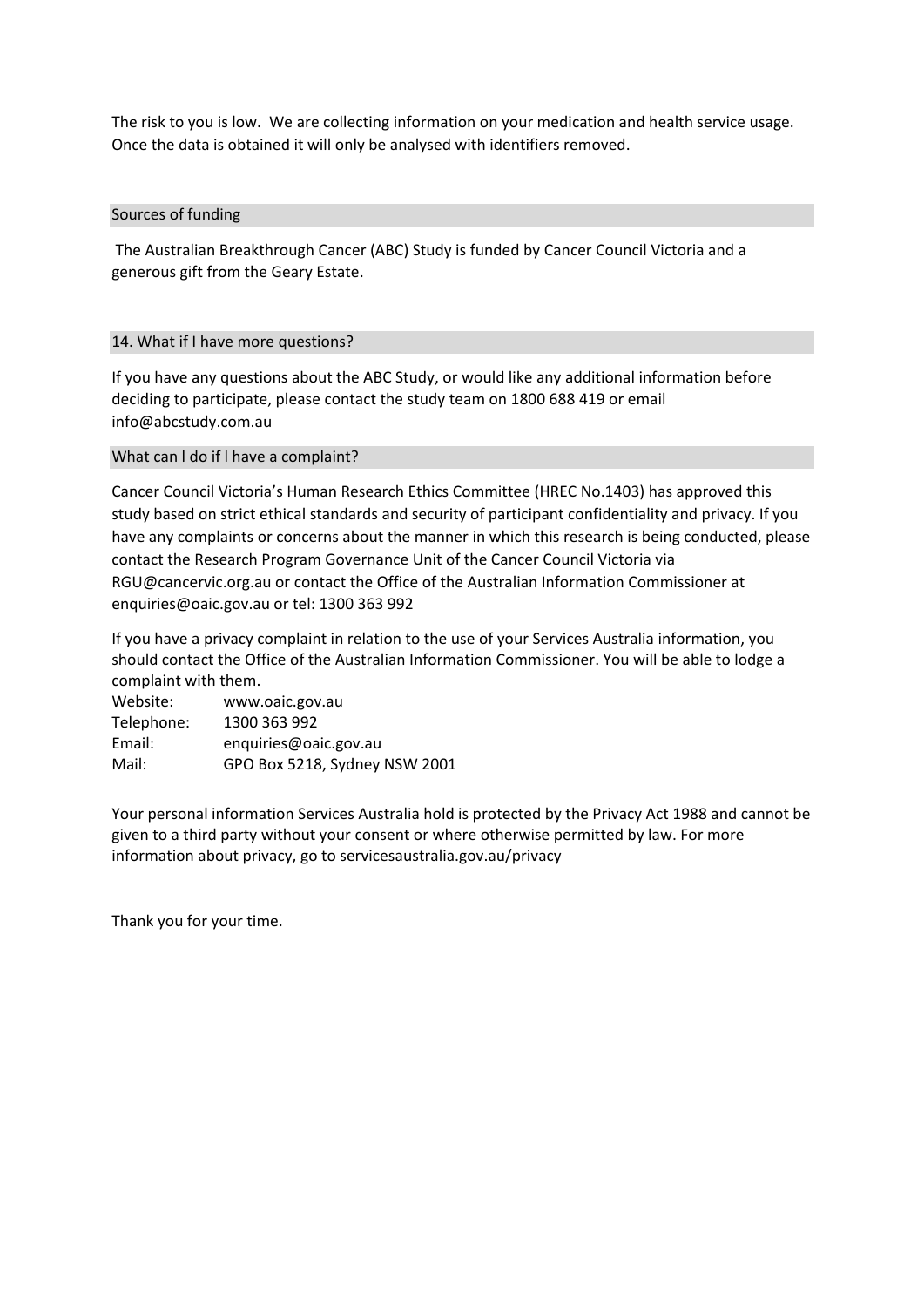The risk to you is low. We are collecting information on your medication and health service usage. Once the data is obtained it will only be analysed with identifiers removed.

## Sources of funding

The Australian Breakthrough Cancer (ABC) Study is funded by Cancer Council Victoria and a generous gift from the Geary Estate.

## 14. What if I have more questions?

If you have any questions about the ABC Study, or would like any additional information before deciding to participate, please contact the study team on 1800 688 419 or email info@abcstudy.com.au

## What can I do if I have a complaint?

Cancer Council Victoria's Human Research Ethics Committee (HREC No.1403) has approved this study based on strict ethical standards and security of participant confidentiality and privacy. If you have any complaints or concerns about the manner in which this research is being conducted, please contact the Research Program Governance Unit of the Cancer Council Victoria via RGU@cancervic.org.au or contact the Office of the Australian Information Commissioner at enquiries@oaic.gov.au or tel: 1300 363 992

If you have a privacy complaint in relation to the use of your Services Australia information, you should contact the Office of the Australian Information Commissioner. You will be able to lodge a complaint with them.

Website: www.oaic.gov.au
Telephone: 1300 363 992
Email: enquiries@oaic.gov.au
Mail: GPO Box 5218, Sydney NSW 2001

Your personal information Services Australia hold is protected by the Privacy Act 1988 and cannot be given to a third party without your consent or where otherwise permitted by law. For more information about privacy, go to servicesaustralia.gov.au/privacy

Thank you for your time.